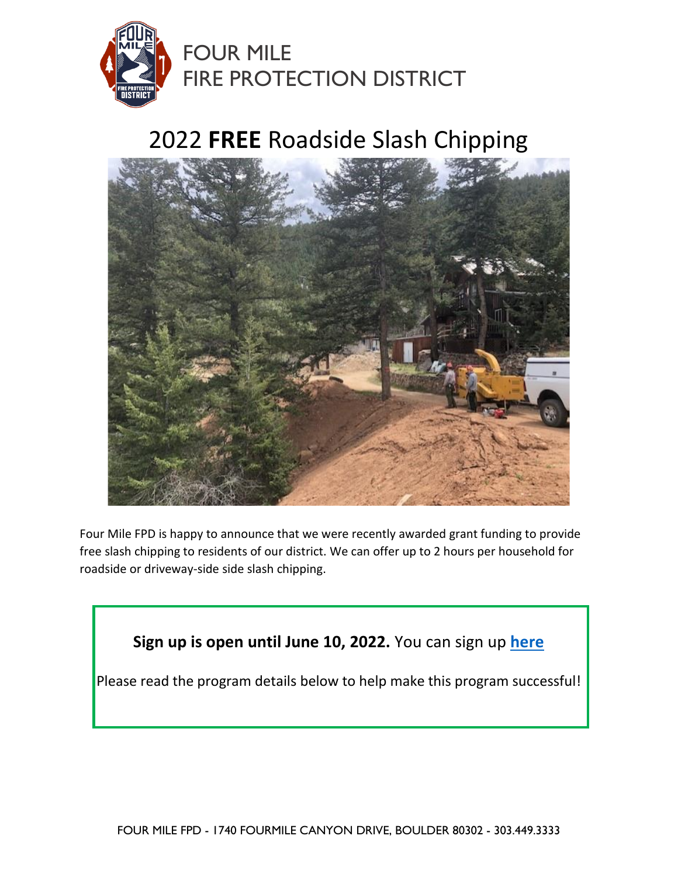FOUR MILE
FIRE PROTECTION DISTRICT

# 2022 **FREE** Roadside Slash Chipping

Four Mile FPD is happy to announce that we were recently awarded grant funding to provide free slash chipping to residents of our district. We can offer up to 2 hours per household for roadside or driveway-side side slash chipping.

**Sign up is open until June 10, 2022.** You can sign up **here**

Please read the program details below to help make this program successful!

FOUR MILE FPD - 1740 FOURMILE CANYON DRIVE, BOULDER 80302 - 303.449.3333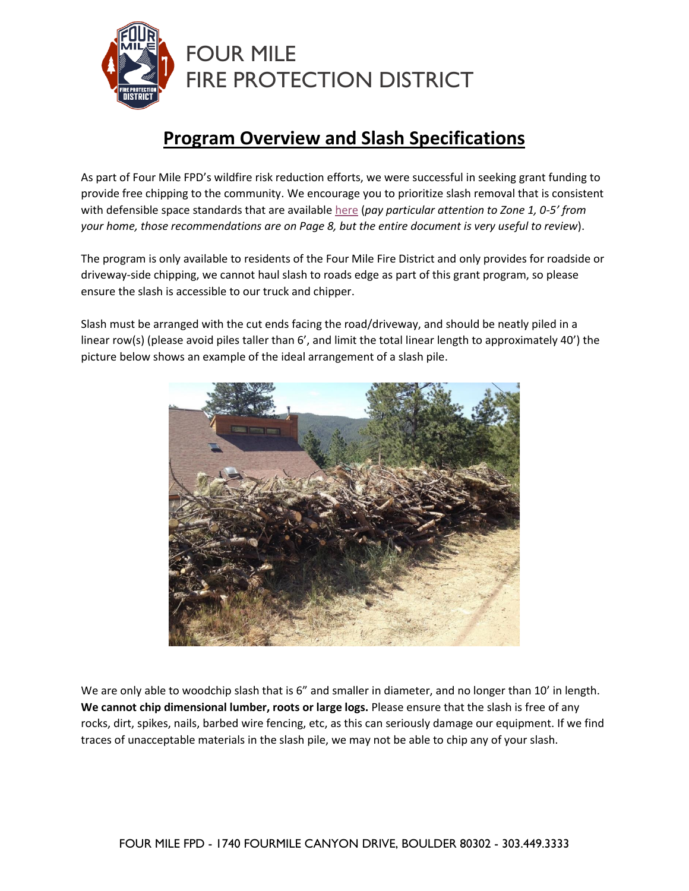FOUR MILE
FIRE PROTECTION DISTRICT

# Program Overview and Slash Specifications

As part of Four Mile FPD's wildfire risk reduction efforts, we were successful in seeking grant funding to provide free chipping to the community. We encourage you to prioritize slash removal that is consistent with defensible space standards that are available here (*pay particular attention to Zone 1, 0-5' from your home, those recommendations are on Page 8, but the entire document is very useful to review*).

The program is only available to residents of the Four Mile Fire District and only provides for roadside or driveway-side chipping, we cannot haul slash to roads edge as part of this grant program, so please ensure the slash is accessible to our truck and chipper.

Slash must be arranged with the cut ends facing the road/driveway, and should be neatly piled in a linear row(s) (please avoid piles taller than 6', and limit the total linear length to approximately 40') the picture below shows an example of the ideal arrangement of a slash pile.

We are only able to woodchip slash that is 6" and smaller in diameter, and no longer than 10' in length. **We cannot chip dimensional lumber, roots or large logs.** Please ensure that the slash is free of any rocks, dirt, spikes, nails, barbed wire fencing, etc, as this can seriously damage our equipment. If we find traces of unacceptable materials in the slash pile, we may not be able to chip any of your slash.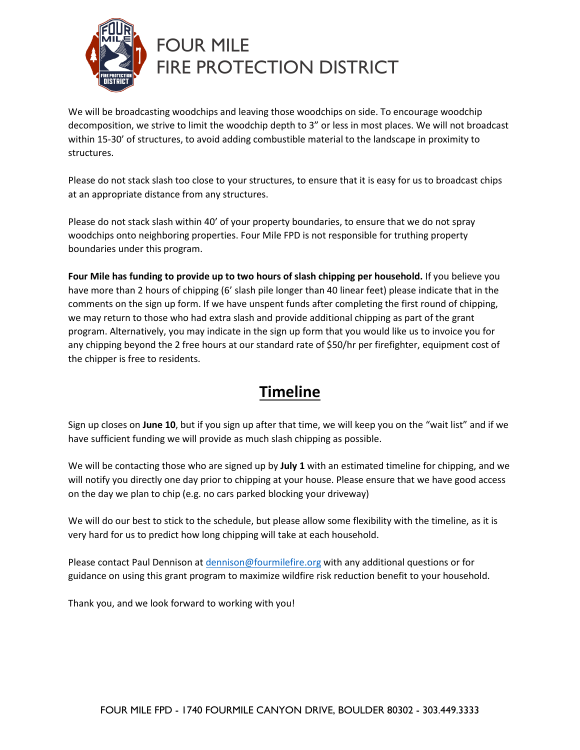# FOUR MILE FIRE PROTECTION DISTRICT

We will be broadcasting woodchips and leaving those woodchips on side. To encourage woodchip decomposition, we strive to limit the woodchip depth to 3" or less in most places. We will not broadcast within 15-30' of structures, to avoid adding combustible material to the landscape in proximity to structures.

Please do not stack slash too close to your structures, to ensure that it is easy for us to broadcast chips at an appropriate distance from any structures.

Please do not stack slash within 40' of your property boundaries, to ensure that we do not spray woodchips onto neighboring properties. Four Mile FPD is not responsible for truthing property boundaries under this program.

**Four Mile has funding to provide up to two hours of slash chipping per household.** If you believe you have more than 2 hours of chipping (6' slash pile longer than 40 linear feet) please indicate that in the comments on the sign up form. If we have unspent funds after completing the first round of chipping, we may return to those who had extra slash and provide additional chipping as part of the grant program. Alternatively, you may indicate in the sign up form that you would like us to invoice you for any chipping beyond the 2 free hours at our standard rate of $50/hr per firefighter, equipment cost of the chipper is free to residents.

## Timeline

Sign up closes on **June 10**, but if you sign up after that time, we will keep you on the "wait list" and if we have sufficient funding we will provide as much slash chipping as possible.

We will be contacting those who are signed up by **July 1** with an estimated timeline for chipping, and we will notify you directly one day prior to chipping at your house. Please ensure that we have good access on the day we plan to chip (e.g. no cars parked blocking your driveway)

We will do our best to stick to the schedule, but please allow some flexibility with the timeline, as it is very hard for us to predict how long chipping will take at each household.

Please contact Paul Dennison at dennison@fourmilefire.org with any additional questions or for guidance on using this grant program to maximize wildfire risk reduction benefit to your household.

Thank you, and we look forward to working with you!